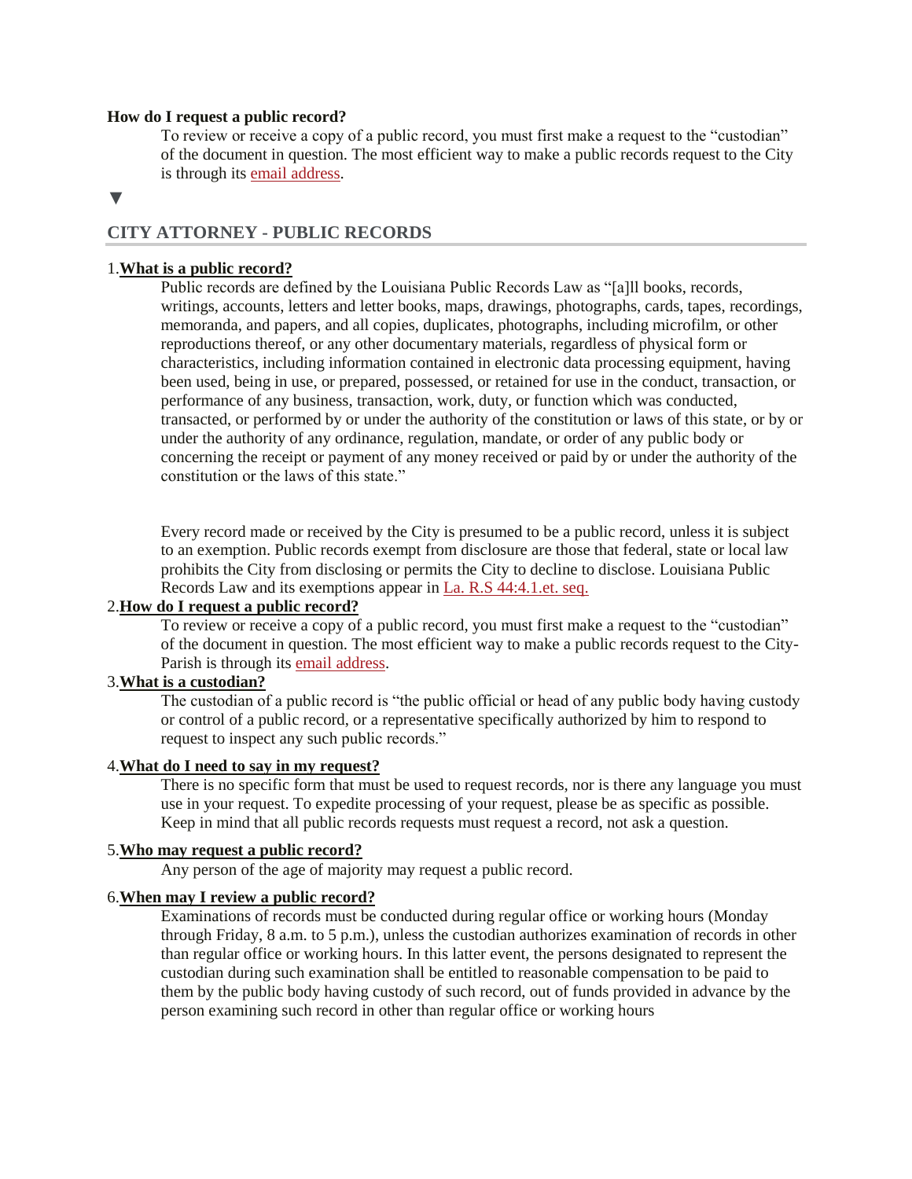**How do I request a public record?**

To review or receive a copy of a public record, you must first make a request to the "custodian" of the document in question. The most efficient way to make a public records request to the City is through its email address.

▼

## CITY ATTORNEY - PUBLIC RECORDS

1. **What is a public record?**

   Public records are defined by the Louisiana Public Records Law as "[a]ll books, records, writings, accounts, letters and letter books, maps, drawings, photographs, cards, tapes, recordings, memoranda, and papers, and all copies, duplicates, photographs, including microfilm, or other reproductions thereof, or any other documentary materials, regardless of physical form or characteristics, including information contained in electronic data processing equipment, having been used, being in use, or prepared, possessed, or retained for use in the conduct, transaction, or performance of any business, transaction, work, duty, or function which was conducted, transacted, or performed by or under the authority of the constitution or laws of this state, or by or under the authority of any ordinance, regulation, mandate, or order of any public body or concerning the receipt or payment of any money received or paid by or under the authority of the constitution or the laws of this state."

   Every record made or received by the City is presumed to be a public record, unless it is subject to an exemption. Public records exempt from disclosure are those that federal, state or local law prohibits the City from disclosing or permits the City to decline to disclose. Louisiana Public Records Law and its exemptions appear in La. R.S 44:4.1.et. seq.

2. **How do I request a public record?**

   To review or receive a copy of a public record, you must first make a request to the "custodian" of the document in question. The most efficient way to make a public records request to the City-Parish is through its email address.

3. **What is a custodian?**

   The custodian of a public record is "the public official or head of any public body having custody or control of a public record, or a representative specifically authorized by him to respond to request to inspect any such public records."

4. **What do I need to say in my request?**

   There is no specific form that must be used to request records, nor is there any language you must use in your request. To expedite processing of your request, please be as specific as possible. Keep in mind that all public records requests must request a record, not ask a question.

5. **Who may request a public record?**

   Any person of the age of majority may request a public record.

6. **When may I review a public record?**

   Examinations of records must be conducted during regular office or working hours (Monday through Friday, 8 a.m. to 5 p.m.), unless the custodian authorizes examination of records in other than regular office or working hours. In this latter event, the persons designated to represent the custodian during such examination shall be entitled to reasonable compensation to be paid to them by the public body having custody of such record, out of funds provided in advance by the person examining such record in other than regular office or working hours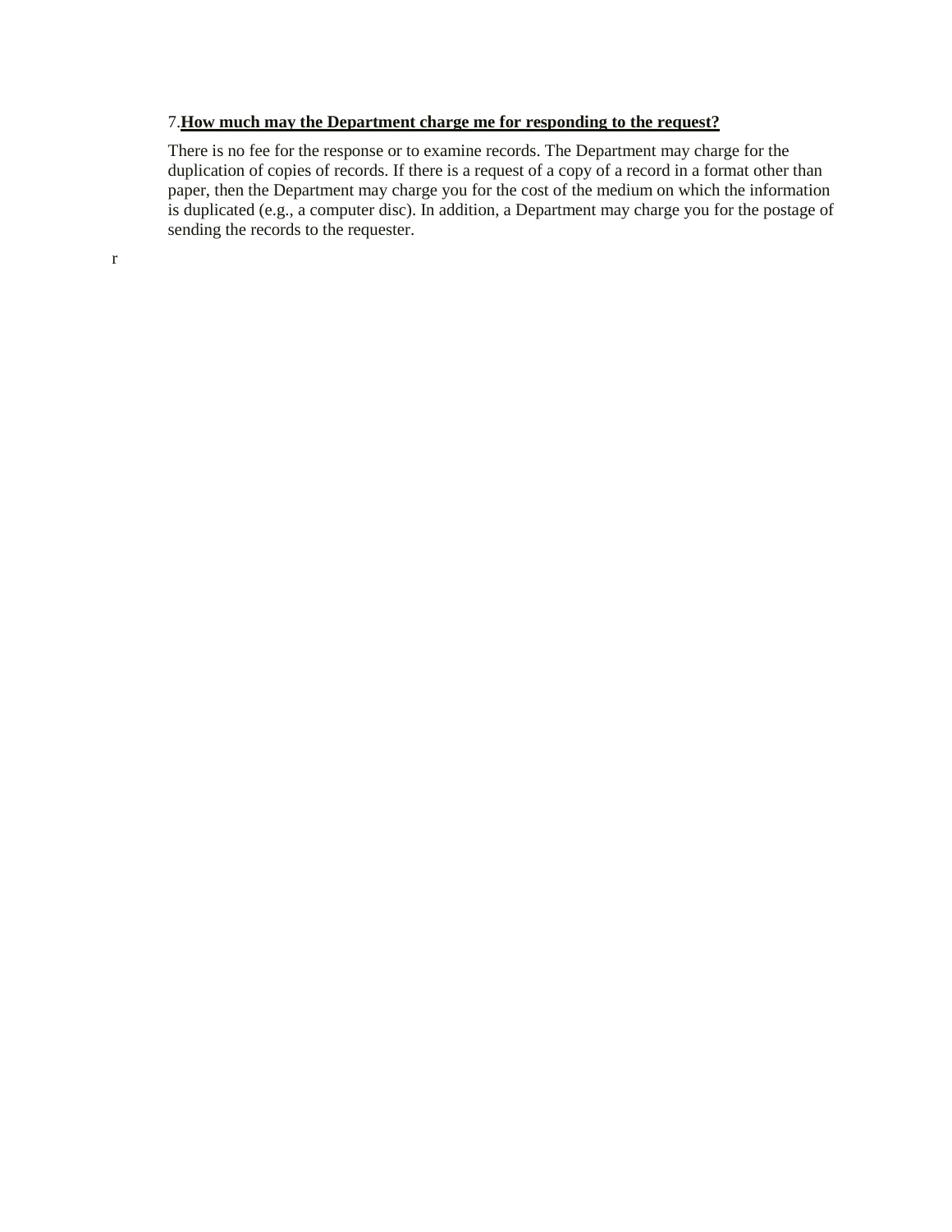7. **<u>How much may the Department charge me for responding to the request?</u>**

There is no fee for the response or to examine records. The Department may charge for the duplication of copies of records. If there is a request of a copy of a record in a format other than paper, then the Department may charge you for the cost of the medium on which the information is duplicated (e.g., a computer disc). In addition, a Department may charge you for the postage of sending the records to the requester.

r